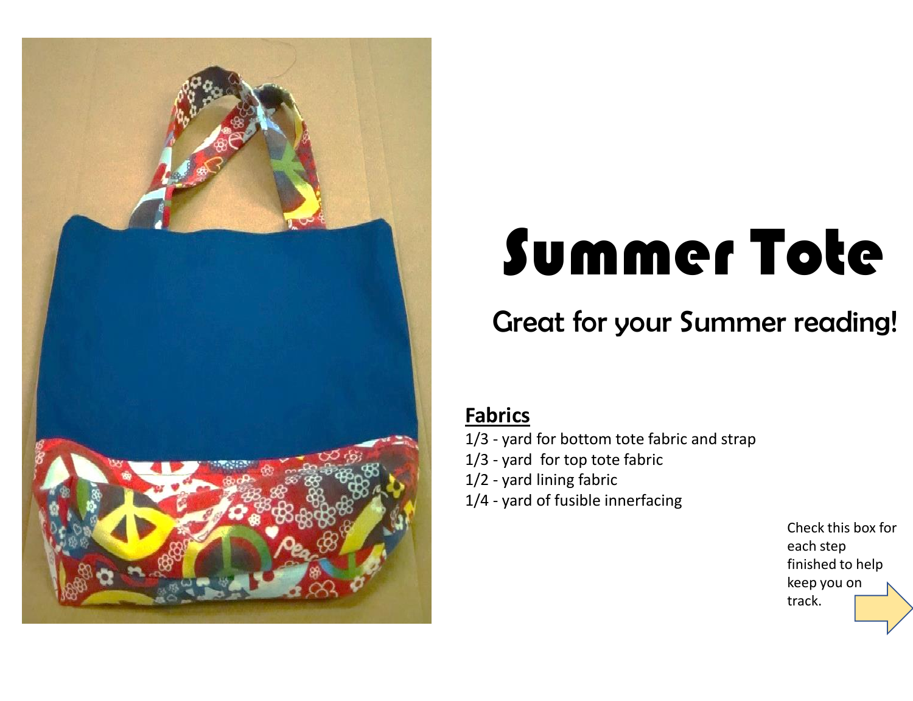# Summer Tote

## Great for your Summer reading!

**Fabrics**

1/3 - yard for bottom tote fabric and strap
1/3 - yard for top tote fabric
1/2 - yard lining fabric
1/4 - yard of fusible innerfacing

Check this box for each step finished to help keep you on track.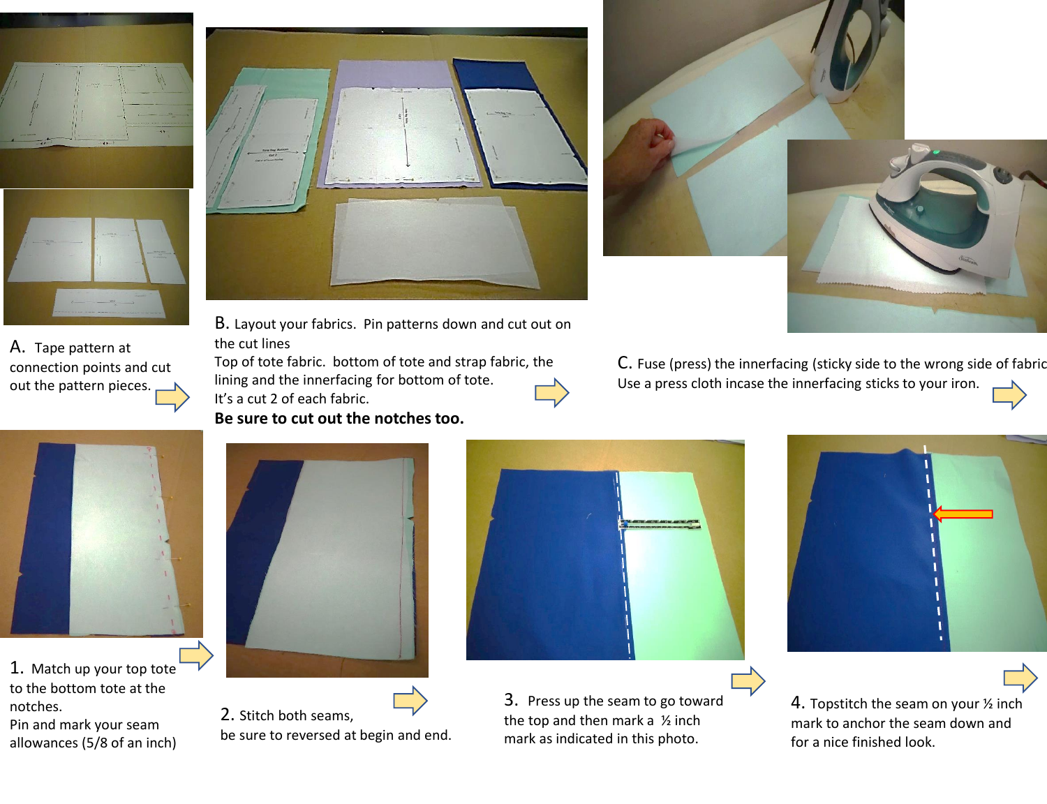A. Tape pattern at connection points and cut out the pattern pieces.

B. Layout your fabrics. Pin patterns down and cut out on the cut lines
Top of tote fabric. bottom of tote and strap fabric, the lining and the innerfacing for bottom of tote.
It's a cut 2 of each fabric.
**Be sure to cut out the notches too.**

C. Fuse (press) the innerfacing (sticky side to the wrong side of fabric
Use a press cloth incase the innerfacing sticks to your iron.

1. Match up your top tote to the bottom tote at the notches.
Pin and mark your seam allowances (5/8 of an inch)

2. Stitch both seams,
be sure to reversed at begin and end.

3. Press up the seam to go toward the top and then mark a ½ inch mark as indicated in this photo.

4. Topstitch the seam on your ½ inch mark to anchor the seam down and for a nice finished look.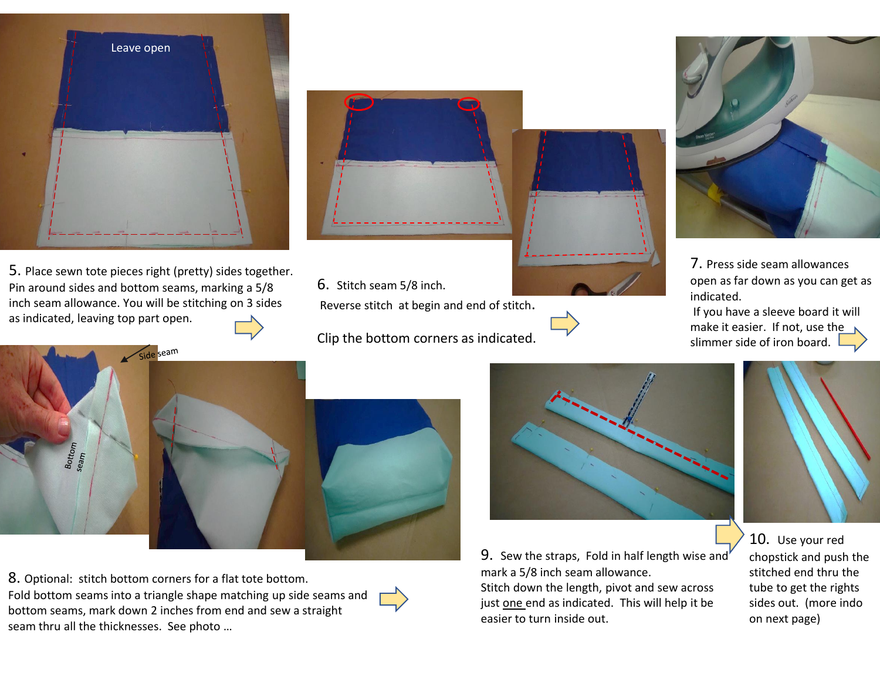5. Place sewn tote pieces right (pretty) sides together. Pin around sides and bottom seams, marking a 5/8 inch seam allowance. You will be stitching on 3 sides as indicated, leaving top part open.

6. Stitch seam 5/8 inch.

Reverse stitch at begin and end of stitch.

Clip the bottom corners as indicated.

7. Press side seam allowances open as far down as you can get as indicated.

If you have a sleeve board it will make it easier. If not, use the slimmer side of iron board.

8. Optional: stitch bottom corners for a flat tote bottom. Fold bottom seams into a triangle shape matching up side seams and bottom seams, mark down 2 inches from end and sew a straight seam thru all the thicknesses. See photo …

9. Sew the straps, Fold in half length wise and mark a 5/8 inch seam allowance. Stitch down the length, pivot and sew across just <u>one</u> end as indicated. This will help it be easier to turn inside out.

10. Use your red chopstick and push the stitched end thru the tube to get the rights sides out. (more indo on next page)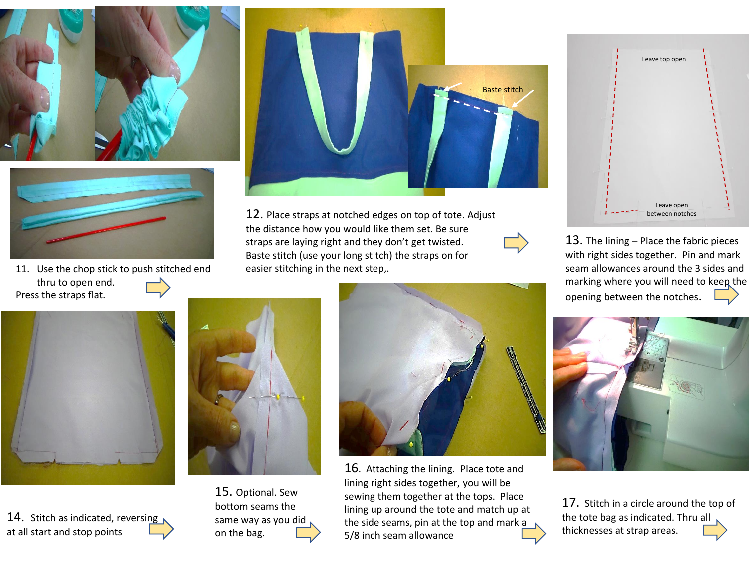11. Use the chop stick to push stitched end thru to open end.
Press the straps flat.

Baste stitch

12. Place straps at notched edges on top of tote. Adjust the distance how you would like them set. Be sure straps are laying right and they don't get twisted. Baste stitch (use your long stitch) the straps on for easier stitching in the next step,.

Leave top open

Leave open between notches

13. The lining – Place the fabric pieces with right sides together. Pin and mark seam allowances around the 3 sides and marking where you will need to keep the opening between the notches.

14. Stitch as indicated, reversing at all start and stop points

15. Optional. Sew bottom seams the same way as you did on the bag.

16. Attaching the lining. Place tote and lining right sides together, you will be sewing them together at the tops. Place lining up around the tote and match up at the side seams, pin at the top and mark a 5/8 inch seam allowance

17. Stitch in a circle around the top of the tote bag as indicated. Thru all thicknesses at strap areas.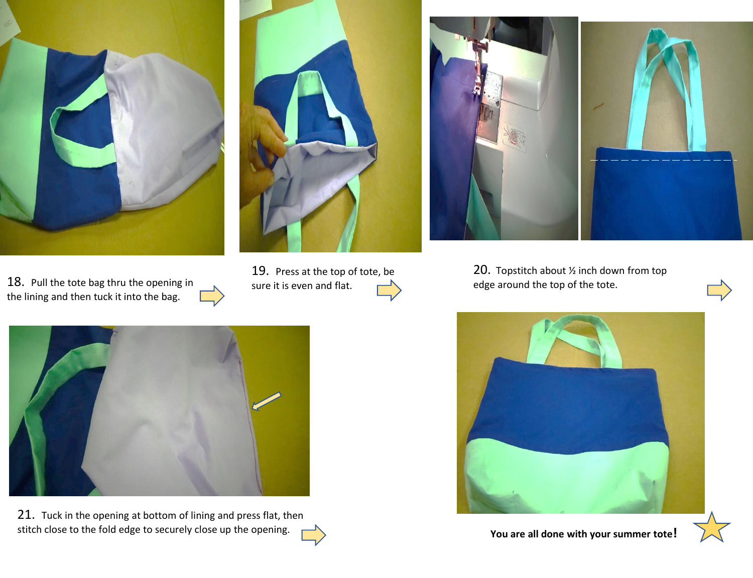18. Pull the tote bag thru the opening in the lining and then tuck it into the bag.

19. Press at the top of tote, be sure it is even and flat.

20. Topstitch about ½ inch down from top edge around the top of the tote.

21. Tuck in the opening at bottom of lining and press flat, then stitch close to the fold edge to securely close up the opening.

**You are all done with your summer tote!**